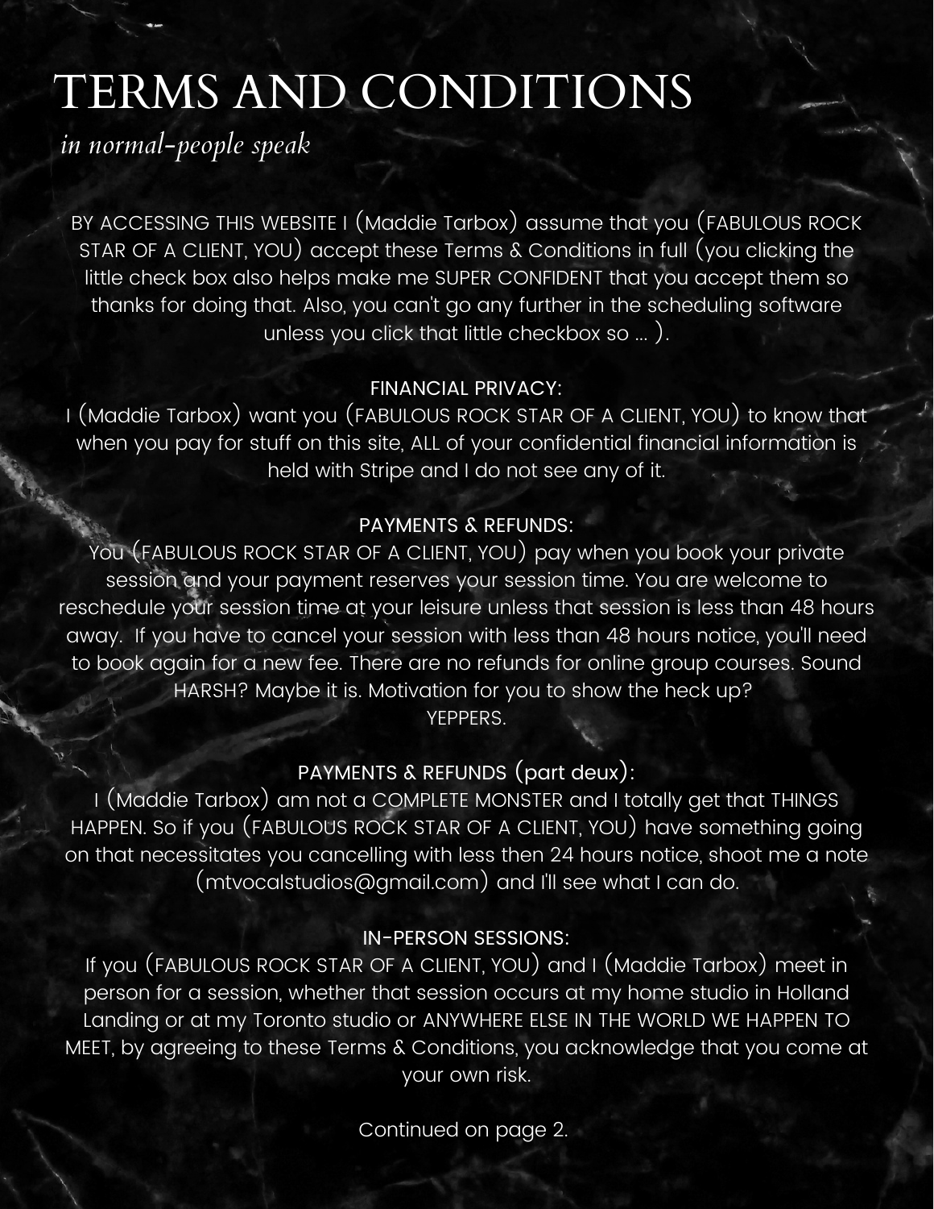# TERMS AND CONDITIONS

*in normal-people speak*

BY ACCESSING THIS WEBSITE I (Maddie Tarbox) assume that you (FABULOUS ROCK STAR OF A CLIENT, YOU) accept these Terms & Conditions in full (you clicking the little check box also helps make me SUPER CONFIDENT that you accept them so thanks for doing that. Also, you can't go any further in the scheduling software unless you click that little checkbox so ... ).

FINANCIAL PRIVACY:

I (Maddie Tarbox) want you (FABULOUS ROCK STAR OF A CLIENT, YOU) to know that when you pay for stuff on this site, ALL of your confidential financial information is held with Stripe and I do not see any of it.

PAYMENTS & REFUNDS:

You (FABULOUS ROCK STAR OF A CLIENT, YOU) pay when you book your private session and your payment reserves your session time. You are welcome to reschedule your session time at your leisure unless that session is less than 48 hours away. If you have to cancel your session with less than 48 hours notice, you'll need to book again for a new fee. There are no refunds for online group courses. Sound HARSH? Maybe it is. Motivation for you to show the heck up?
YEPPERS.

PAYMENTS & REFUNDS (part deux):

I (Maddie Tarbox) am not a COMPLETE MONSTER and I totally get that THINGS HAPPEN. So if you (FABULOUS ROCK STAR OF A CLIENT, YOU) have something going on that necessitates you cancelling with less then 24 hours notice, shoot me a note (mtvocalstudios@gmail.com) and I'll see what I can do.

IN-PERSON SESSIONS:

If you (FABULOUS ROCK STAR OF A CLIENT, YOU) and I (Maddie Tarbox) meet in person for a session, whether that session occurs at my home studio in Holland Landing or at my Toronto studio or ANYWHERE ELSE IN THE WORLD WE HAPPEN TO MEET, by agreeing to these Terms & Conditions, you acknowledge that you come at your own risk.

Continued on page 2.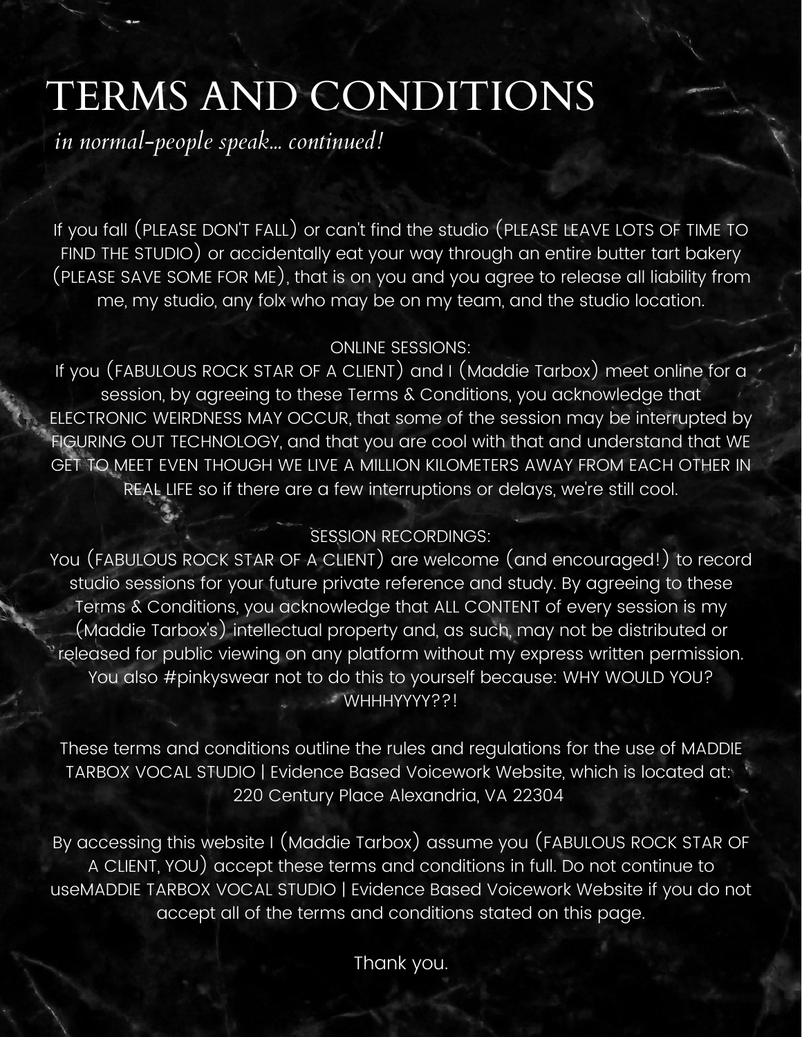# TERMS AND CONDITIONS

*in normal-people speak... continued!*

If you fall (PLEASE DON'T FALL) or can't find the studio (PLEASE LEAVE LOTS OF TIME TO FIND THE STUDIO) or accidentally eat your way through an entire butter tart bakery (PLEASE SAVE SOME FOR ME), that is on you and you agree to release all liability from me, my studio, any folx who may be on my team, and the studio location.

ONLINE SESSIONS:
If you (FABULOUS ROCK STAR OF A CLIENT) and I (Maddie Tarbox) meet online for a session, by agreeing to these Terms & Conditions, you acknowledge that ELECTRONIC WEIRDNESS MAY OCCUR, that some of the session may be interrupted by FIGURING OUT TECHNOLOGY, and that you are cool with that and understand that WE GET TO MEET EVEN THOUGH WE LIVE A MILLION KILOMETERS AWAY FROM EACH OTHER IN REAL LIFE so if there are a few interruptions or delays, we're still cool.

SESSION RECORDINGS:
You (FABULOUS ROCK STAR OF A CLIENT) are welcome (and encouraged!) to record studio sessions for your future private reference and study. By agreeing to these Terms & Conditions, you acknowledge that ALL CONTENT of every session is my (Maddie Tarbox's) intellectual property and, as such, may not be distributed or released for public viewing on any platform without my express written permission. You also #pinkyswear not to do this to yourself because: WHY WOULD YOU? WHHHYYYY??!

These terms and conditions outline the rules and regulations for the use of MADDIE TARBOX VOCAL STUDIO | Evidence Based Voicework Website, which is located at: 220 Century Place Alexandria, VA 22304

By accessing this website I (Maddie Tarbox) assume you (FABULOUS ROCK STAR OF A CLIENT, YOU) accept these terms and conditions in full. Do not continue to useMADDIE TARBOX VOCAL STUDIO | Evidence Based Voicework Website if you do not accept all of the terms and conditions stated on this page.

Thank you.